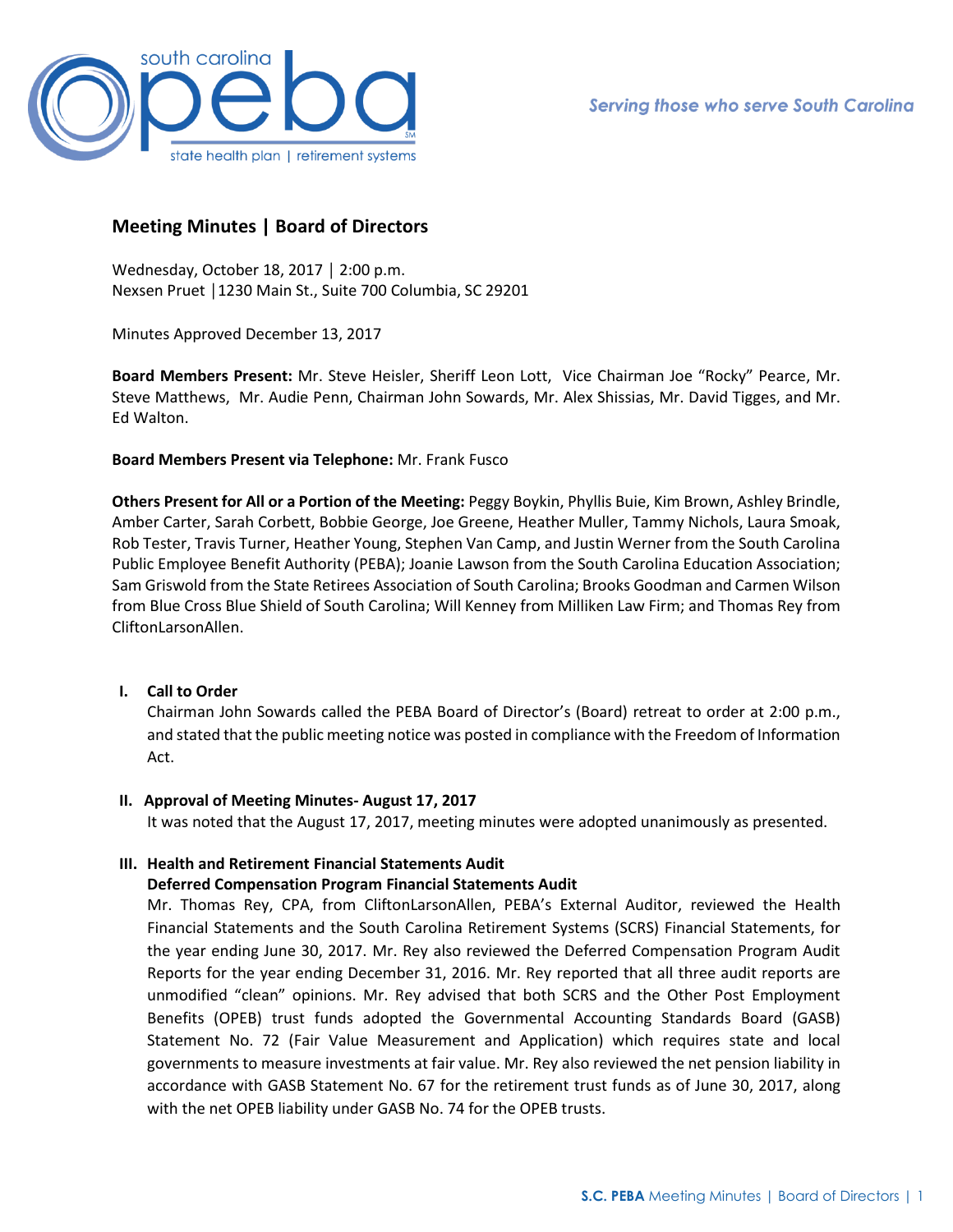# Meeting Minutes | Board of Directors

Wednesday, October 18, 2017 │ 2:00 p.m.
Nexsen Pruet │1230 Main St., Suite 700 Columbia, SC 29201

Minutes Approved December 13, 2017

**Board Members Present:** Mr. Steve Heisler, Sheriff Leon Lott, Vice Chairman Joe "Rocky" Pearce, Mr. Steve Matthews, Mr. Audie Penn, Chairman John Sowards, Mr. Alex Shissias, Mr. David Tigges, and Mr. Ed Walton.

**Board Members Present via Telephone:** Mr. Frank Fusco

**Others Present for All or a Portion of the Meeting:** Peggy Boykin, Phyllis Buie, Kim Brown, Ashley Brindle, Amber Carter, Sarah Corbett, Bobbie George, Joe Greene, Heather Muller, Tammy Nichols, Laura Smoak, Rob Tester, Travis Turner, Heather Young, Stephen Van Camp, and Justin Werner from the South Carolina Public Employee Benefit Authority (PEBA); Joanie Lawson from the South Carolina Education Association; Sam Griswold from the State Retirees Association of South Carolina; Brooks Goodman and Carmen Wilson from Blue Cross Blue Shield of South Carolina; Will Kenney from Milliken Law Firm; and Thomas Rey from CliftonLarsonAllen.

## I. Call to Order

Chairman John Sowards called the PEBA Board of Director's (Board) retreat to order at 2:00 p.m., and stated that the public meeting notice was posted in compliance with the Freedom of Information Act.

## II. Approval of Meeting Minutes- August 17, 2017

It was noted that the August 17, 2017, meeting minutes were adopted unanimously as presented.

## III. Health and Retirement Financial Statements Audit

### Deferred Compensation Program Financial Statements Audit

Mr. Thomas Rey, CPA, from CliftonLarsonAllen, PEBA's External Auditor, reviewed the Health Financial Statements and the South Carolina Retirement Systems (SCRS) Financial Statements, for the year ending June 30, 2017. Mr. Rey also reviewed the Deferred Compensation Program Audit Reports for the year ending December 31, 2016. Mr. Rey reported that all three audit reports are unmodified "clean" opinions. Mr. Rey advised that both SCRS and the Other Post Employment Benefits (OPEB) trust funds adopted the Governmental Accounting Standards Board (GASB) Statement No. 72 (Fair Value Measurement and Application) which requires state and local governments to measure investments at fair value. Mr. Rey also reviewed the net pension liability in accordance with GASB Statement No. 67 for the retirement trust funds as of June 30, 2017, along with the net OPEB liability under GASB No. 74 for the OPEB trusts.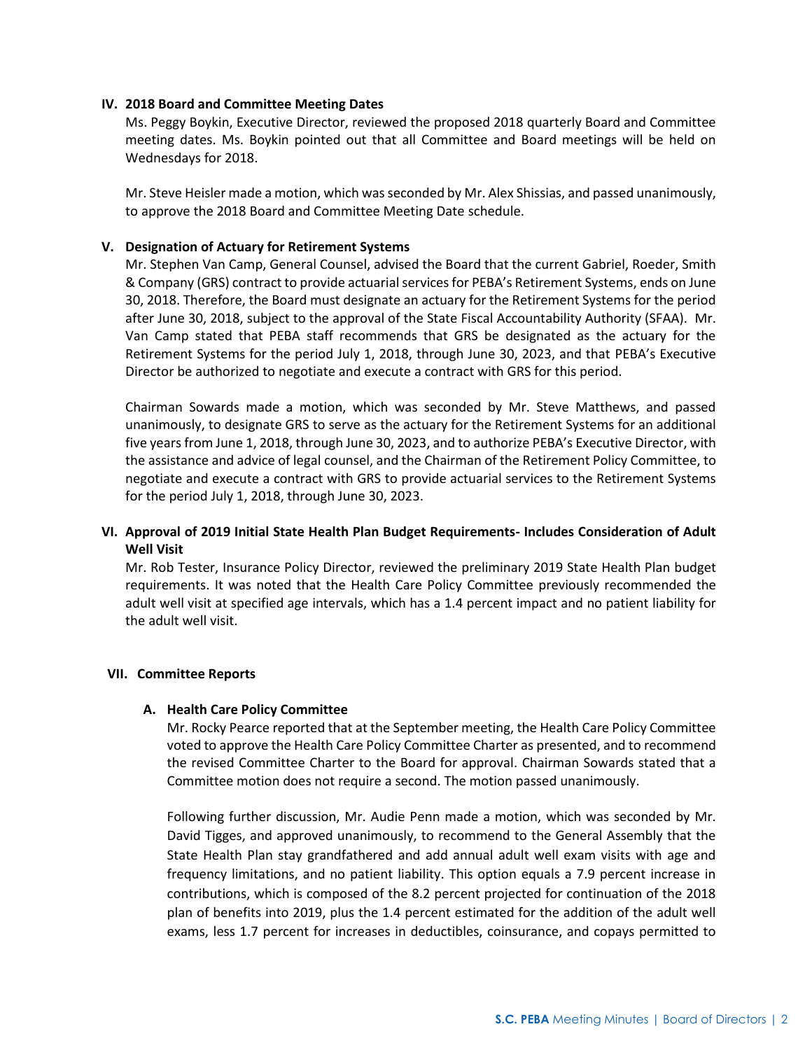**IV. 2018 Board and Committee Meeting Dates**

Ms. Peggy Boykin, Executive Director, reviewed the proposed 2018 quarterly Board and Committee meeting dates. Ms. Boykin pointed out that all Committee and Board meetings will be held on Wednesdays for 2018.

Mr. Steve Heisler made a motion, which was seconded by Mr. Alex Shissias, and passed unanimously, to approve the 2018 Board and Committee Meeting Date schedule.

**V. Designation of Actuary for Retirement Systems**

Mr. Stephen Van Camp, General Counsel, advised the Board that the current Gabriel, Roeder, Smith & Company (GRS) contract to provide actuarial services for PEBA's Retirement Systems, ends on June 30, 2018. Therefore, the Board must designate an actuary for the Retirement Systems for the period after June 30, 2018, subject to the approval of the State Fiscal Accountability Authority (SFAA). Mr. Van Camp stated that PEBA staff recommends that GRS be designated as the actuary for the Retirement Systems for the period July 1, 2018, through June 30, 2023, and that PEBA's Executive Director be authorized to negotiate and execute a contract with GRS for this period.

Chairman Sowards made a motion, which was seconded by Mr. Steve Matthews, and passed unanimously, to designate GRS to serve as the actuary for the Retirement Systems for an additional five years from June 1, 2018, through June 30, 2023, and to authorize PEBA's Executive Director, with the assistance and advice of legal counsel, and the Chairman of the Retirement Policy Committee, to negotiate and execute a contract with GRS to provide actuarial services to the Retirement Systems for the period July 1, 2018, through June 30, 2023.

**VI. Approval of 2019 Initial State Health Plan Budget Requirements- Includes Consideration of Adult Well Visit**

Mr. Rob Tester, Insurance Policy Director, reviewed the preliminary 2019 State Health Plan budget requirements. It was noted that the Health Care Policy Committee previously recommended the adult well visit at specified age intervals, which has a 1.4 percent impact and no patient liability for the adult well visit.

**VII. Committee Reports**

**A. Health Care Policy Committee**

Mr. Rocky Pearce reported that at the September meeting, the Health Care Policy Committee voted to approve the Health Care Policy Committee Charter as presented, and to recommend the revised Committee Charter to the Board for approval. Chairman Sowards stated that a Committee motion does not require a second. The motion passed unanimously.

Following further discussion, Mr. Audie Penn made a motion, which was seconded by Mr. David Tigges, and approved unanimously, to recommend to the General Assembly that the State Health Plan stay grandfathered and add annual adult well exam visits with age and frequency limitations, and no patient liability. This option equals a 7.9 percent increase in contributions, which is composed of the 8.2 percent projected for continuation of the 2018 plan of benefits into 2019, plus the 1.4 percent estimated for the addition of the adult well exams, less 1.7 percent for increases in deductibles, coinsurance, and copays permitted to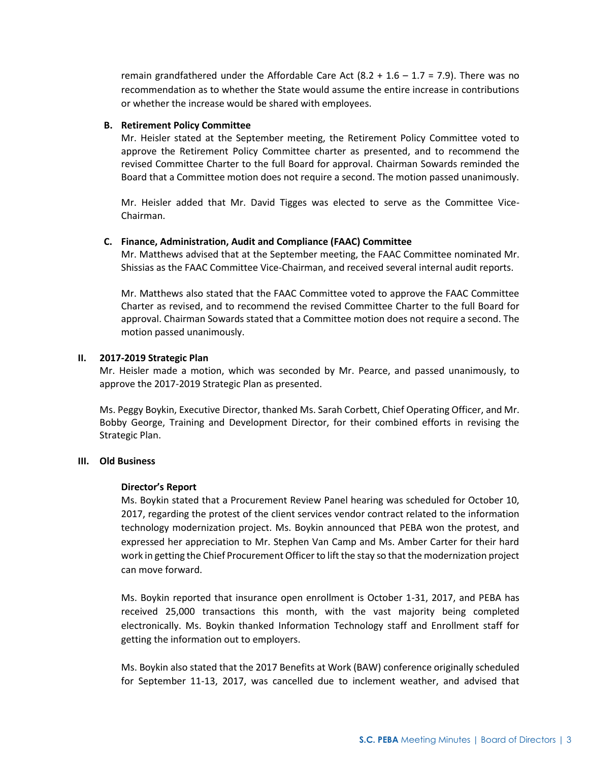remain grandfathered under the Affordable Care Act (8.2 + 1.6 – 1.7 = 7.9). There was no recommendation as to whether the State would assume the entire increase in contributions or whether the increase would be shared with employees.

**B. Retirement Policy Committee**

Mr. Heisler stated at the September meeting, the Retirement Policy Committee voted to approve the Retirement Policy Committee charter as presented, and to recommend the revised Committee Charter to the full Board for approval. Chairman Sowards reminded the Board that a Committee motion does not require a second. The motion passed unanimously.

Mr. Heisler added that Mr. David Tigges was elected to serve as the Committee Vice-Chairman.

**C. Finance, Administration, Audit and Compliance (FAAC) Committee**

Mr. Matthews advised that at the September meeting, the FAAC Committee nominated Mr. Shissias as the FAAC Committee Vice-Chairman, and received several internal audit reports.

Mr. Matthews also stated that the FAAC Committee voted to approve the FAAC Committee Charter as revised, and to recommend the revised Committee Charter to the full Board for approval. Chairman Sowards stated that a Committee motion does not require a second. The motion passed unanimously.

**II. 2017-2019 Strategic Plan**

Mr. Heisler made a motion, which was seconded by Mr. Pearce, and passed unanimously, to approve the 2017-2019 Strategic Plan as presented.

Ms. Peggy Boykin, Executive Director, thanked Ms. Sarah Corbett, Chief Operating Officer, and Mr. Bobby George, Training and Development Director, for their combined efforts in revising the Strategic Plan.

**III. Old Business**

**Director's Report**

Ms. Boykin stated that a Procurement Review Panel hearing was scheduled for October 10, 2017, regarding the protest of the client services vendor contract related to the information technology modernization project. Ms. Boykin announced that PEBA won the protest, and expressed her appreciation to Mr. Stephen Van Camp and Ms. Amber Carter for their hard work in getting the Chief Procurement Officer to lift the stay so that the modernization project can move forward.

Ms. Boykin reported that insurance open enrollment is October 1-31, 2017, and PEBA has received 25,000 transactions this month, with the vast majority being completed electronically. Ms. Boykin thanked Information Technology staff and Enrollment staff for getting the information out to employers.

Ms. Boykin also stated that the 2017 Benefits at Work (BAW) conference originally scheduled for September 11-13, 2017, was cancelled due to inclement weather, and advised that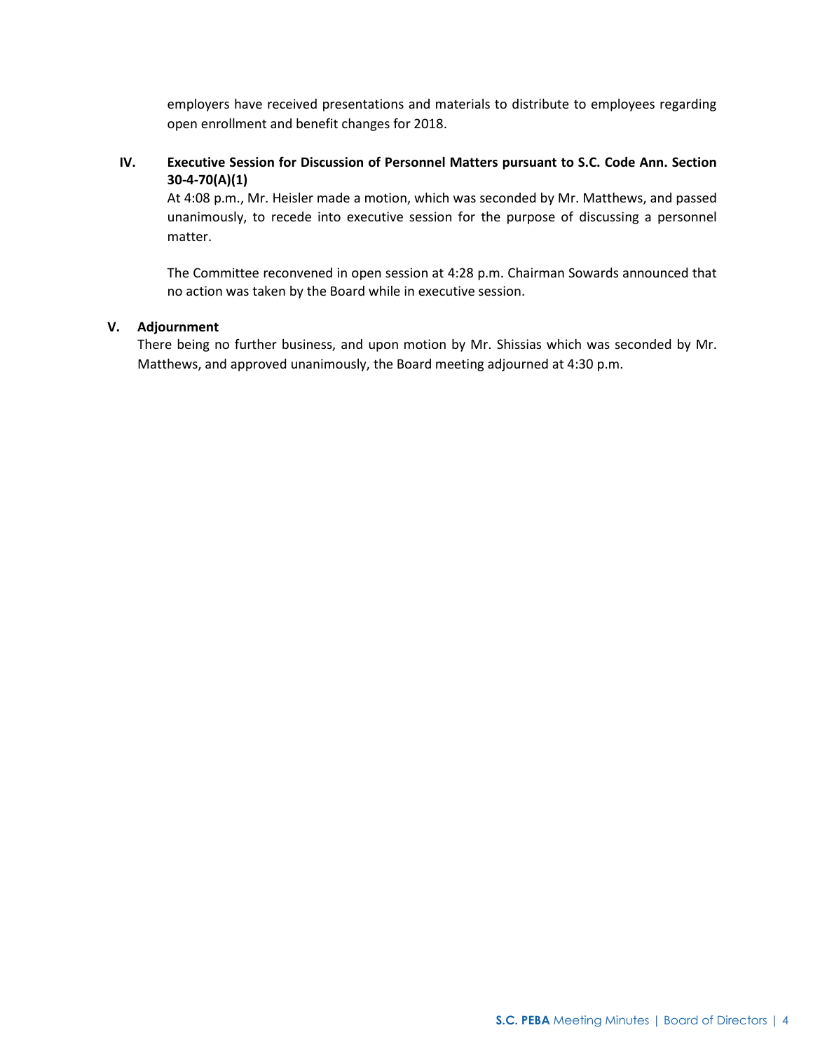employers have received presentations and materials to distribute to employees regarding open enrollment and benefit changes for 2018.

**IV. Executive Session for Discussion of Personnel Matters pursuant to S.C. Code Ann. Section 30-4-70(A)(1)**

At 4:08 p.m., Mr. Heisler made a motion, which was seconded by Mr. Matthews, and passed unanimously, to recede into executive session for the purpose of discussing a personnel matter.

The Committee reconvened in open session at 4:28 p.m. Chairman Sowards announced that no action was taken by the Board while in executive session.

**V. Adjournment**

There being no further business, and upon motion by Mr. Shissias which was seconded by Mr. Matthews, and approved unanimously, the Board meeting adjourned at 4:30 p.m.